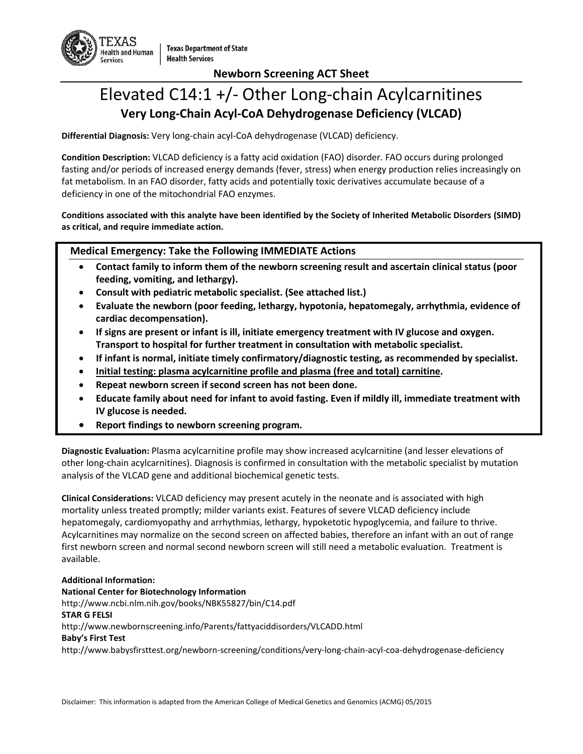Texas Health and Human Services | Texas Department of State Health Services

**Newborn Screening ACT Sheet**

# Elevated C14:1 +/- Other Long-chain Acylcarnitines

## Very Long-Chain Acyl-CoA Dehydrogenase Deficiency (VLCAD)

**Differential Diagnosis:** Very long-chain acyl-CoA dehydrogenase (VLCAD) deficiency.

**Condition Description:** VLCAD deficiency is a fatty acid oxidation (FAO) disorder. FAO occurs during prolonged fasting and/or periods of increased energy demands (fever, stress) when energy production relies increasingly on fat metabolism. In an FAO disorder, fatty acids and potentially toxic derivatives accumulate because of a deficiency in one of the mitochondrial FAO enzymes.

**Conditions associated with this analyte have been identified by the Society of Inherited Metabolic Disorders (SIMD) as critical, and require immediate action.**

### Medical Emergency: Take the Following IMMEDIATE Actions

- **Contact family to inform them of the newborn screening result and ascertain clinical status (poor feeding, vomiting, and lethargy).**
- **Consult with pediatric metabolic specialist. (See attached list.)**
- **Evaluate the newborn (poor feeding, lethargy, hypotonia, hepatomegaly, arrhythmia, evidence of cardiac decompensation).**
- **If signs are present or infant is ill, initiate emergency treatment with IV glucose and oxygen. Transport to hospital for further treatment in consultation with metabolic specialist.**
- **If infant is normal, initiate timely confirmatory/diagnostic testing, as recommended by specialist.**
- **<u>Initial testing: plasma acylcarnitine profile and plasma (free and total) carnitine</u>.**
- **Repeat newborn screen if second screen has not been done.**
- **Educate family about need for infant to avoid fasting. Even if mildly ill, immediate treatment with IV glucose is needed.**
- **Report findings to newborn screening program.**

**Diagnostic Evaluation:** Plasma acylcarnitine profile may show increased acylcarnitine (and lesser elevations of other long-chain acylcarnitines). Diagnosis is confirmed in consultation with the metabolic specialist by mutation analysis of the VLCAD gene and additional biochemical genetic tests.

**Clinical Considerations:** VLCAD deficiency may present acutely in the neonate and is associated with high mortality unless treated promptly; milder variants exist. Features of severe VLCAD deficiency include hepatomegaly, cardiomyopathy and arrhythmias, lethargy, hypoketotic hypoglycemia, and failure to thrive. Acylcarnitines may normalize on the second screen on affected babies, therefore an infant with an out of range first newborn screen and normal second newborn screen will still need a metabolic evaluation. Treatment is available.

**Additional Information:**

**National Center for Biotechnology Information**
http://www.ncbi.nlm.nih.gov/books/NBK55827/bin/C14.pdf

**STAR G FELSI**
http://www.newbornscreening.info/Parents/fattyaciddisorders/VLCADD.html

**Baby's First Test**
http://www.babysfirsttest.org/newborn-screening/conditions/very-long-chain-acyl-coa-dehydrogenase-deficiency

Disclaimer: This information is adapted from the American College of Medical Genetics and Genomics (ACMG) 05/2015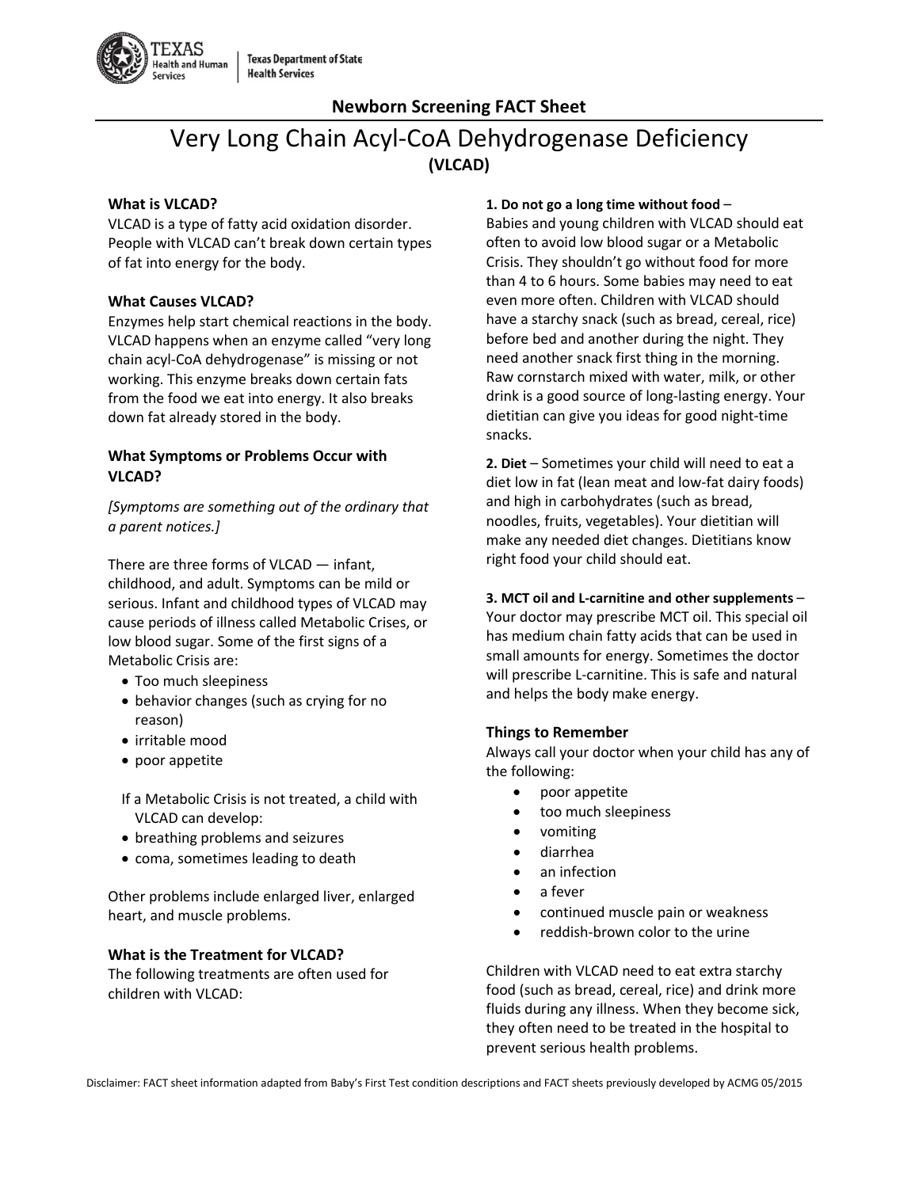Texas Health and Human Services | Texas Department of State Health Services

## Newborn Screening FACT Sheet

# Very Long Chain Acyl-CoA Dehydrogenase Deficiency (VLCAD)

### What is VLCAD?

VLCAD is a type of fatty acid oxidation disorder. People with VLCAD can't break down certain types of fat into energy for the body.

### What Causes VLCAD?

Enzymes help start chemical reactions in the body. VLCAD happens when an enzyme called "very long chain acyl-CoA dehydrogenase" is missing or not working. This enzyme breaks down certain fats from the food we eat into energy. It also breaks down fat already stored in the body.

### What Symptoms or Problems Occur with VLCAD?

*[Symptoms are something out of the ordinary that a parent notices.]*

There are three forms of VLCAD — infant, childhood, and adult. Symptoms can be mild or serious. Infant and childhood types of VLCAD may cause periods of illness called Metabolic Crises, or low blood sugar. Some of the first signs of a Metabolic Crisis are:

- Too much sleepiness
- behavior changes (such as crying for no reason)
- irritable mood
- poor appetite

If a Metabolic Crisis is not treated, a child with VLCAD can develop:

- breathing problems and seizures
- coma, sometimes leading to death

Other problems include enlarged liver, enlarged heart, and muscle problems.

### What is the Treatment for VLCAD?

The following treatments are often used for children with VLCAD:

**1. Do not go a long time without food** –
Babies and young children with VLCAD should eat often to avoid low blood sugar or a Metabolic Crisis. They shouldn't go without food for more than 4 to 6 hours. Some babies may need to eat even more often. Children with VLCAD should have a starchy snack (such as bread, cereal, rice) before bed and another during the night. They need another snack first thing in the morning. Raw cornstarch mixed with water, milk, or other drink is a good source of long-lasting energy. Your dietitian can give you ideas for good night-time snacks.

**2. Diet** – Sometimes your child will need to eat a diet low in fat (lean meat and low-fat dairy foods) and high in carbohydrates (such as bread, noodles, fruits, vegetables). Your dietitian will make any needed diet changes. Dietitians know right food your child should eat.

**3. MCT oil and L-carnitine and other supplements** –
Your doctor may prescribe MCT oil. This special oil has medium chain fatty acids that can be used in small amounts for energy. Sometimes the doctor will prescribe L-carnitine. This is safe and natural and helps the body make energy.

### Things to Remember

Always call your doctor when your child has any of the following:

- poor appetite
- too much sleepiness
- vomiting
- diarrhea
- an infection
- a fever
- continued muscle pain or weakness
- reddish-brown color to the urine

Children with VLCAD need to eat extra starchy food (such as bread, cereal, rice) and drink more fluids during any illness. When they become sick, they often need to be treated in the hospital to prevent serious health problems.

Disclaimer: FACT sheet information adapted from Baby's First Test condition descriptions and FACT sheets previously developed by ACMG 05/2015